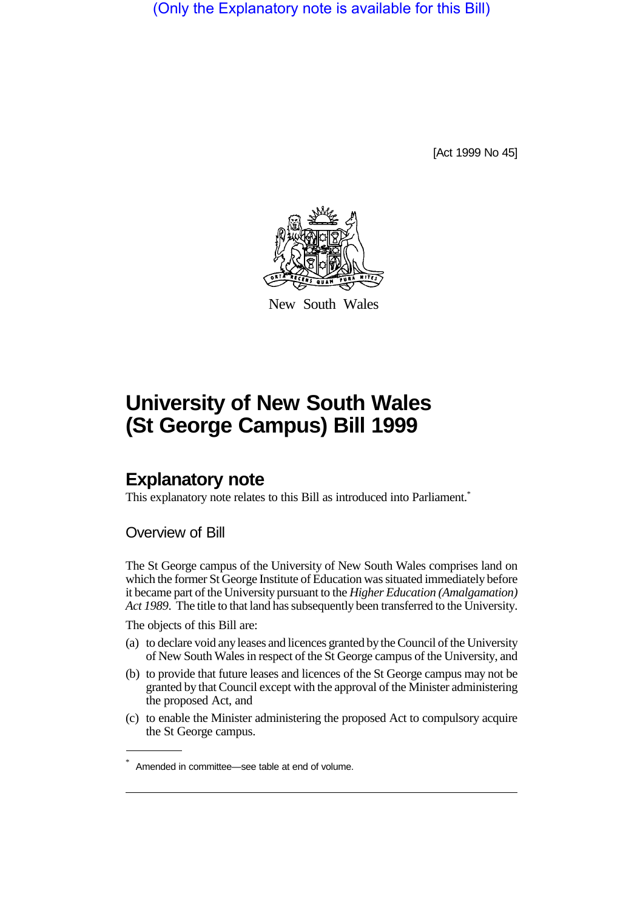(Only the Explanatory note is available for this Bill)

[Act 1999 No 45]

New South Wales

# University of New South Wales (St George Campus) Bill 1999

## Explanatory note

This explanatory note relates to this Bill as introduced into Parliament.*

### Overview of Bill

The St George campus of the University of New South Wales comprises land on which the former St George Institute of Education was situated immediately before it became part of the University pursuant to the *Higher Education (Amalgamation) Act 1989*. The title to that land has subsequently been transferred to the University.

The objects of this Bill are:

(a) to declare void any leases and licences granted by the Council of the University of New South Wales in respect of the St George campus of the University, and

(b) to provide that future leases and licences of the St George campus may not be granted by that Council except with the approval of the Minister administering the proposed Act, and

(c) to enable the Minister administering the proposed Act to compulsory acquire the St George campus.

* Amended in committee—see table at end of volume.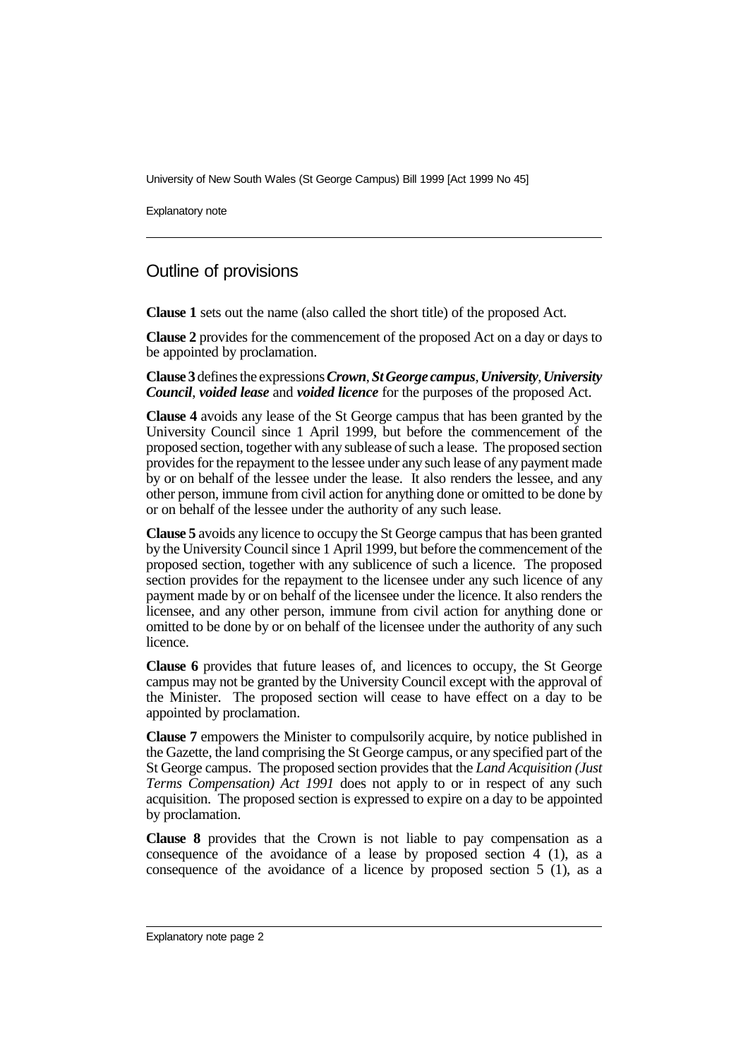## Outline of provisions

**Clause 1** sets out the name (also called the short title) of the proposed Act.

**Clause 2** provides for the commencement of the proposed Act on a day or days to be appointed by proclamation.

**Clause 3** defines the expressions ***Crown***, ***St George campus***, ***University***, ***University Council***, ***voided lease*** and ***voided licence*** for the purposes of the proposed Act.

**Clause 4** avoids any lease of the St George campus that has been granted by the University Council since 1 April 1999, but before the commencement of the proposed section, together with any sublease of such a lease. The proposed section provides for the repayment to the lessee under any such lease of any payment made by or on behalf of the lessee under the lease. It also renders the lessee, and any other person, immune from civil action for anything done or omitted to be done by or on behalf of the lessee under the authority of any such lease.

**Clause 5** avoids any licence to occupy the St George campus that has been granted by the University Council since 1 April 1999, but before the commencement of the proposed section, together with any sublicence of such a licence. The proposed section provides for the repayment to the licensee under any such licence of any payment made by or on behalf of the licensee under the licence. It also renders the licensee, and any other person, immune from civil action for anything done or omitted to be done by or on behalf of the licensee under the authority of any such licence.

**Clause 6** provides that future leases of, and licences to occupy, the St George campus may not be granted by the University Council except with the approval of the Minister. The proposed section will cease to have effect on a day to be appointed by proclamation.

**Clause 7** empowers the Minister to compulsorily acquire, by notice published in the Gazette, the land comprising the St George campus, or any specified part of the St George campus. The proposed section provides that the *Land Acquisition (Just Terms Compensation) Act 1991* does not apply to or in respect of any such acquisition. The proposed section is expressed to expire on a day to be appointed by proclamation.

**Clause 8** provides that the Crown is not liable to pay compensation as a consequence of the avoidance of a lease by proposed section 4 (1), as a consequence of the avoidance of a licence by proposed section 5 (1), as a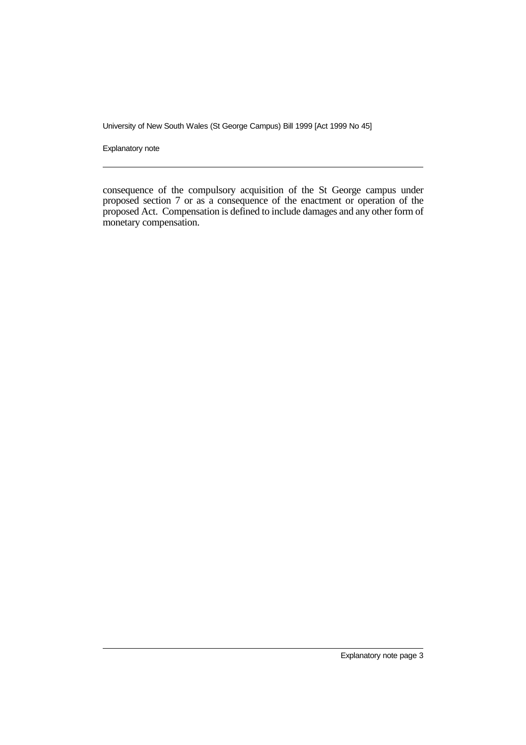consequence of the compulsory acquisition of the St George campus under proposed section 7 or as a consequence of the enactment or operation of the proposed Act. Compensation is defined to include damages and any other form of monetary compensation.